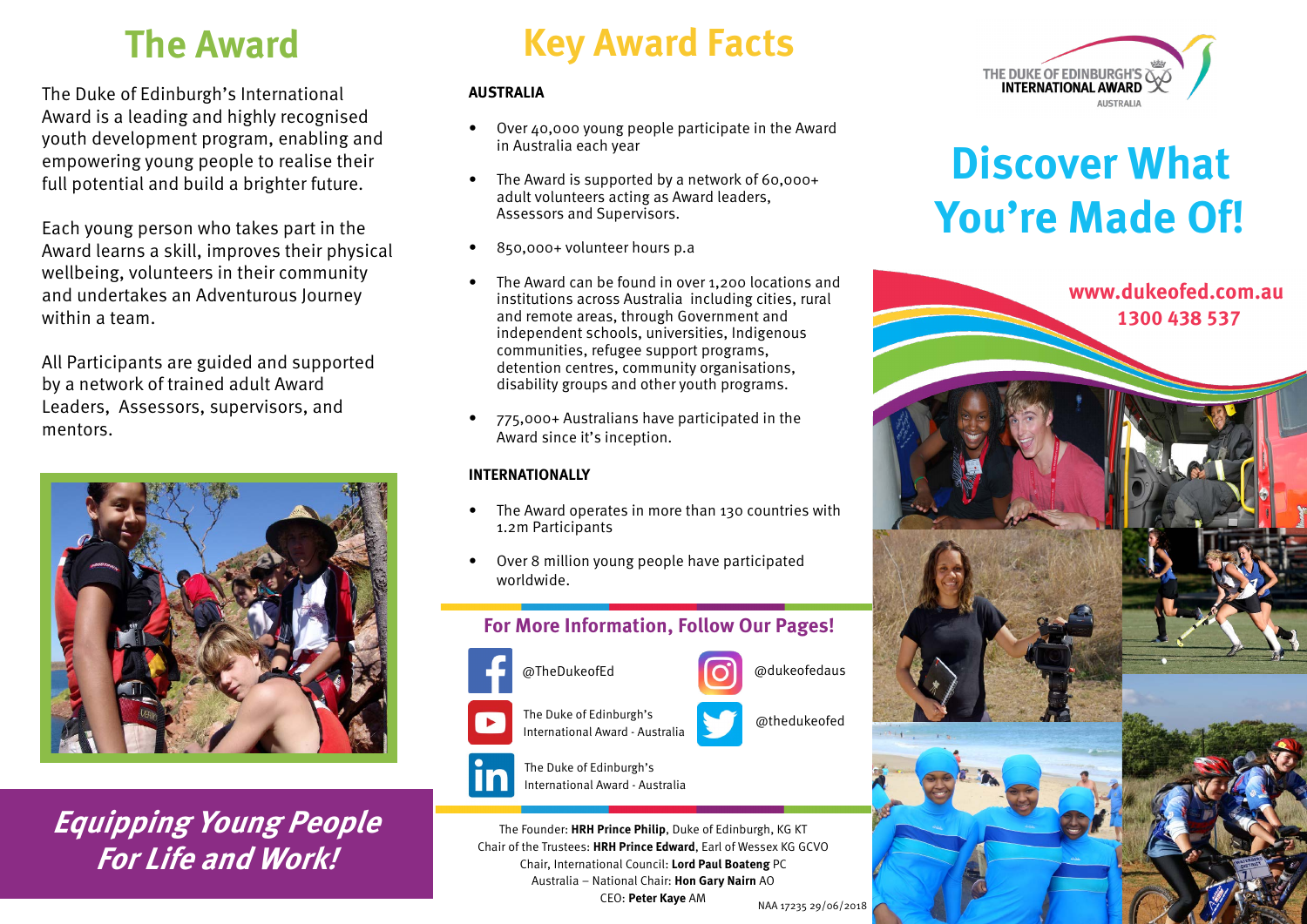# The Award

The Duke of Edinburgh's International Award is a leading and highly recognised youth development program, enabling and empowering young people to realise their full potential and build a brighter future.

Each young person who takes part in the Award learns a skill, improves their physical wellbeing, volunteers in their community and undertakes an Adventurous Journey within a team.

All Participants are guided and supported by a network of trained adult Award Leaders, Assessors, supervisors, and mentors.

***Equipping Young People For Life and Work!***

# Key Award Facts

**AUSTRALIA**

- Over 40,000 young people participate in the Award in Australia each year
- The Award is supported by a network of 60,000+ adult volunteers acting as Award leaders, Assessors and Supervisors.
- 850,000+ volunteer hours p.a
- The Award can be found in over 1,200 locations and institutions across Australia including cities, rural and remote areas, through Government and independent schools, universities, Indigenous communities, refugee support programs, detention centres, community organisations, disability groups and other youth programs.
- 775,000+ Australians have participated in the Award since it's inception.

**INTERNATIONALLY**

- The Award operates in more than 130 countries with 1.2m Participants
- Over 8 million young people have participated worldwide.

## For More Information, Follow Our Pages!

- Facebook: @TheDukeofEd
- Instagram: @dukeofedaus
- YouTube: The Duke of Edinburgh's International Award - Australia
- Twitter: @thedukeofed
- LinkedIn: The Duke of Edinburgh's International Award - Australia

The Founder: **HRH Prince Philip**, Duke of Edinburgh, KG KT
Chair of the Trustees: **HRH Prince Edward**, Earl of Wessex KG GCVO
Chair, International Council: **Lord Paul Boateng** PC
Australia – National Chair: **Hon Gary Nairn** AO
CEO: **Peter Kaye** AM

NAA 17235 29/06/2018

THE DUKE OF EDINBURGH'S INTERNATIONAL AWARD AUSTRALIA

# Discover What You're Made Of!

**www.dukeofed.com.au**
**1300 438 537**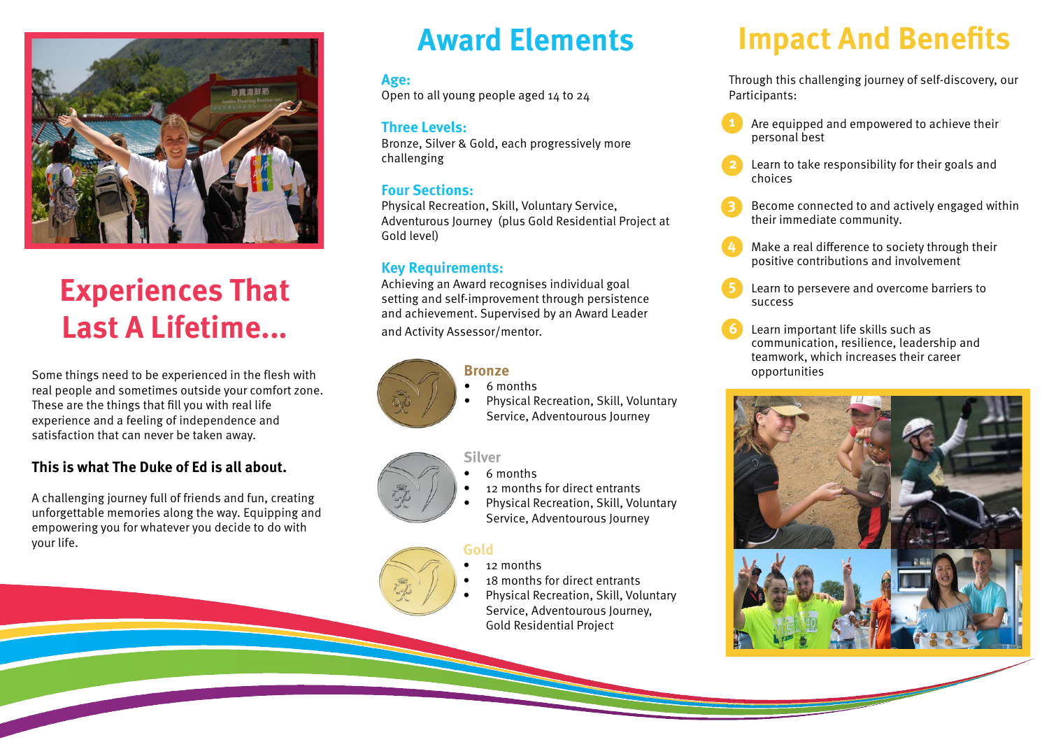# Experiences That Last A Lifetime...

Some things need to be experienced in the flesh with real people and sometimes outside your comfort zone. These are the things that fill you with real life experience and a feeling of independence and satisfaction that can never be taken away.

**This is what The Duke of Ed is all about.**

A challenging journey full of friends and fun, creating unforgettable memories along the way. Equipping and empowering you for whatever you decide to do with your life.

# Award Elements

### Age:

Open to all young people aged 14 to 24

### Three Levels:

Bronze, Silver & Gold, each progressively more challenging

### Four Sections:

Physical Recreation, Skill, Voluntary Service, Adventurous Journey (plus Gold Residential Project at Gold level)

### Key Requirements:

Achieving an Award recognises individual goal setting and self-improvement through persistence and achievement. Supervised by an Award Leader and Activity Assessor/mentor.

### Bronze

- 6 months
- Physical Recreation, Skill, Voluntary Service, Adventurous Journey

### Silver

- 6 months
- 12 months for direct entrants
- Physical Recreation, Skill, Voluntary Service, Adventurous Journey

### Gold

- 12 months
- 18 months for direct entrants
- Physical Recreation, Skill, Voluntary Service, Adventurous Journey, Gold Residential Project

# Impact And Benefits

Through this challenging journey of self-discovery, our Participants:

1. Are equipped and empowered to achieve their personal best
2. Learn to take responsibility for their goals and choices
3. Become connected to and actively engaged within their immediate community.
4. Make a real difference to society through their positive contributions and involvement
5. Learn to persevere and overcome barriers to success
6. Learn important life skills such as communication, resilience, leadership and teamwork, which increases their career opportunities